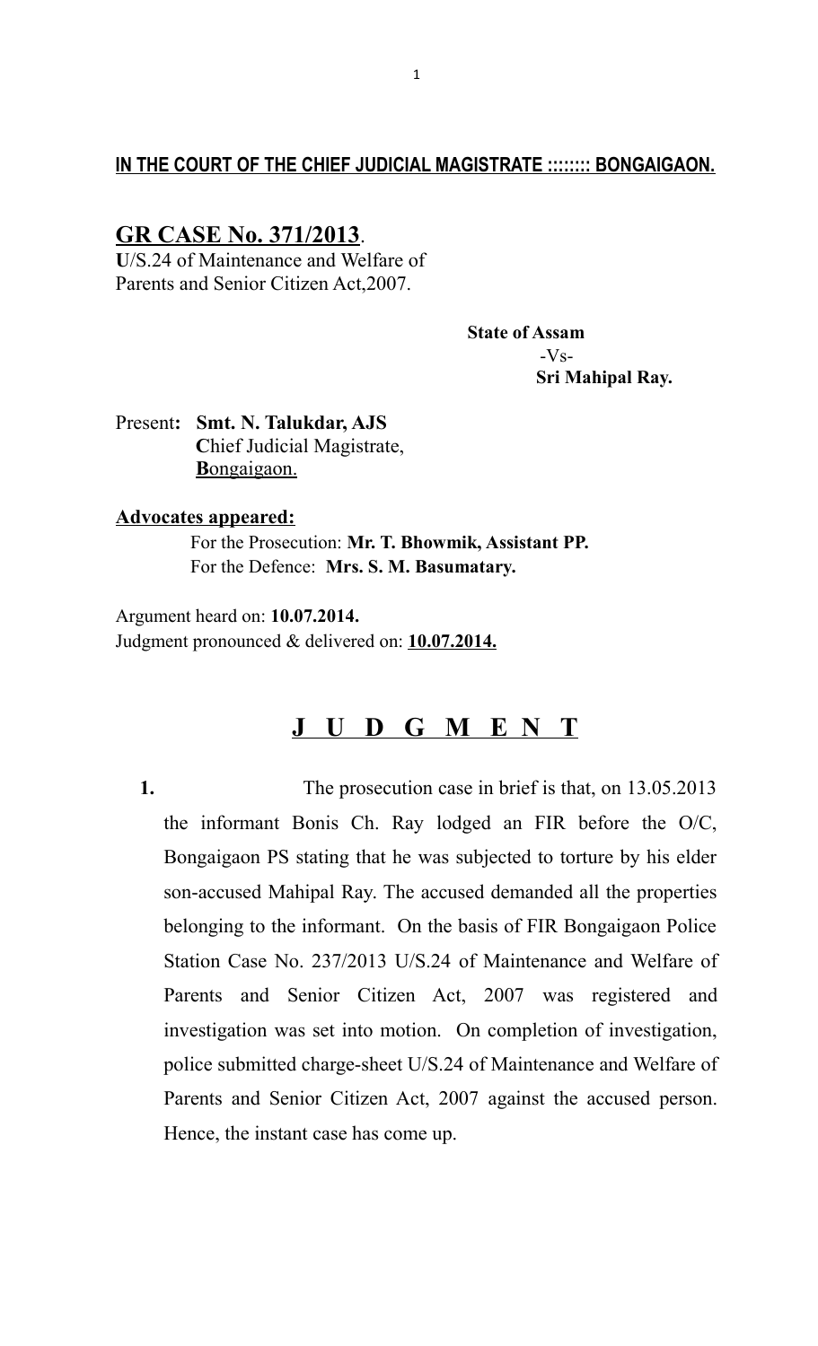**IN THE COURT OF THE CHIEF JUDICIAL MAGISTRATE ::::::: BONGAIGAON.**

**GR CASE No. 371/2013**.
**U**/S.24 of Maintenance and Welfare of Parents and Senior Citizen Act,2007.

**State of Assam**
-Vs-
**Sri Mahipal Ray.**

Present**: Smt. N. Talukdar, AJS**
**C**hief Judicial Magistrate,
**B**ongaigaon.

**Advocates appeared:**

For the Prosecution: **Mr. T. Bhowmik, Assistant PP.**
For the Defence: **Mrs. S. M. Basumatary.**

Argument heard on: **10.07.2014.**
Judgment pronounced & delivered on: **10.07.2014.**

# J U D G M E N T

**1.** The prosecution case in brief is that, on 13.05.2013 the informant Bonis Ch. Ray lodged an FIR before the O/C, Bongaigaon PS stating that he was subjected to torture by his elder son-accused Mahipal Ray. The accused demanded all the properties belonging to the informant. On the basis of FIR Bongaigaon Police Station Case No. 237/2013 U/S.24 of Maintenance and Welfare of Parents and Senior Citizen Act, 2007 was registered and investigation was set into motion. On completion of investigation, police submitted charge-sheet U/S.24 of Maintenance and Welfare of Parents and Senior Citizen Act, 2007 against the accused person. Hence, the instant case has come up.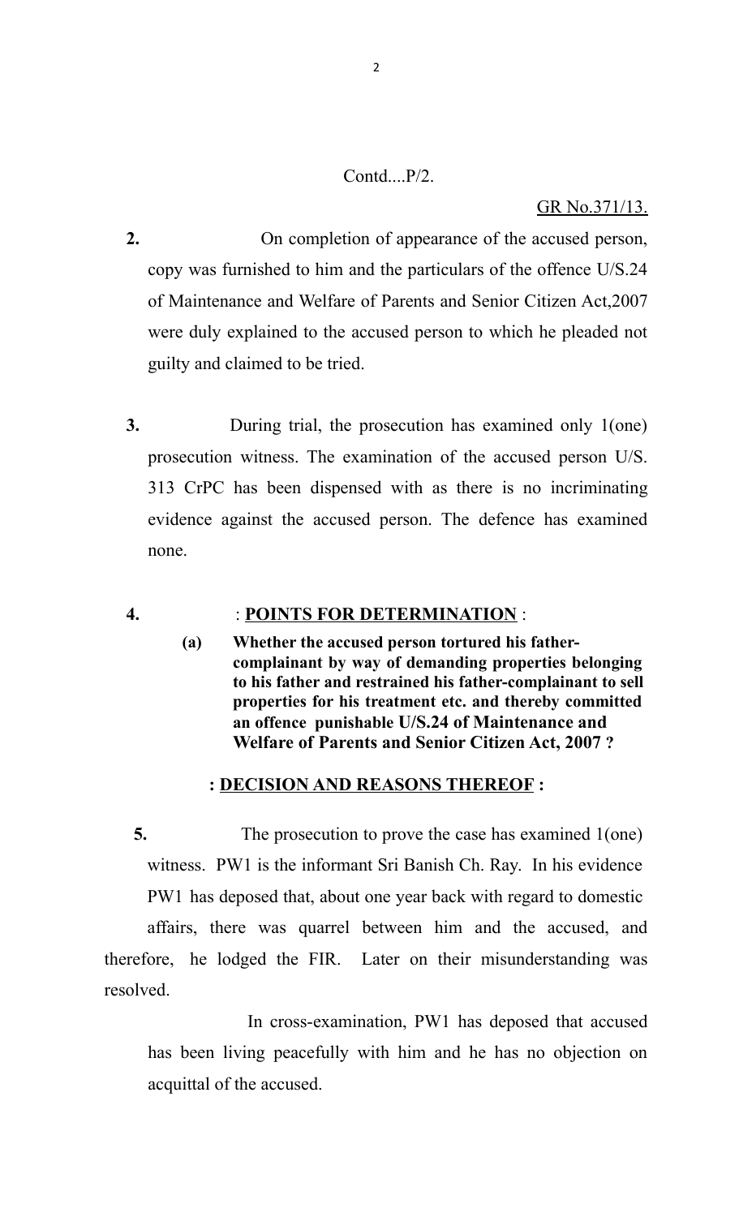Contd....P/2.

GR No.371/13.

**2.** On completion of appearance of the accused person, copy was furnished to him and the particulars of the offence U/S.24 of Maintenance and Welfare of Parents and Senior Citizen Act,2007 were duly explained to the accused person to which he pleaded not guilty and claimed to be tried.

**3.** During trial, the prosecution has examined only 1(one) prosecution witness. The examination of the accused person U/S. 313 CrPC has been dispensed with as there is no incriminating evidence against the accused person. The defence has examined none.

**4.** : **POINTS FOR DETERMINATION** :

**(a) Whether the accused person tortured his father-complainant by way of demanding properties belonging to his father and restrained his father-complainant to sell properties for his treatment etc. and thereby committed an offence punishable U/S.24 of Maintenance and Welfare of Parents and Senior Citizen Act, 2007 ?**

**: DECISION AND REASONS THEREOF :**

**5.** The prosecution to prove the case has examined 1(one) witness. PW1 is the informant Sri Banish Ch. Ray. In his evidence PW1 has deposed that, about one year back with regard to domestic affairs, there was quarrel between him and the accused, and therefore, he lodged the FIR. Later on their misunderstanding was resolved.

In cross-examination, PW1 has deposed that accused has been living peacefully with him and he has no objection on acquittal of the accused.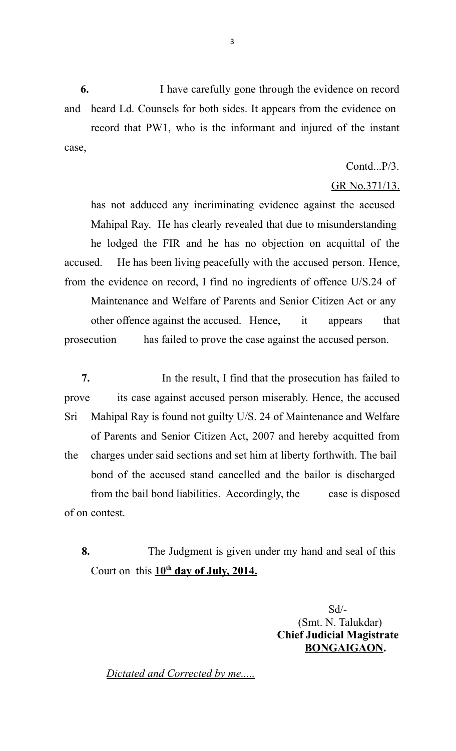**6.** I have carefully gone through the evidence on record and heard Ld. Counsels for both sides. It appears from the evidence on record that PW1, who is the informant and injured of the instant case,

Contd...P/3.

GR No.371/13.

has not adduced any incriminating evidence against the accused Mahipal Ray. He has clearly revealed that due to misunderstanding he lodged the FIR and he has no objection on acquittal of the accused. He has been living peacefully with the accused person. Hence, from the evidence on record, I find no ingredients of offence U/S.24 of Maintenance and Welfare of Parents and Senior Citizen Act or any other offence against the accused. Hence, it appears that prosecution has failed to prove the case against the accused person.

**7.** In the result, I find that the prosecution has failed to prove its case against accused person miserably. Hence, the accused Sri Mahipal Ray is found not guilty U/S. 24 of Maintenance and Welfare of Parents and Senior Citizen Act, 2007 and hereby acquitted from the charges under said sections and set him at liberty forthwith. The bail bond of the accused stand cancelled and the bailor is discharged from the bail bond liabilities. Accordingly, the case is disposed of on contest.

**8.** The Judgment is given under my hand and seal of this Court on this **10th day of July, 2014.**

Sd/-
(Smt. N. Talukdar)
**Chief Judicial Magistrate**
**BONGAIGAON.**

*Dictated and Corrected by me.....*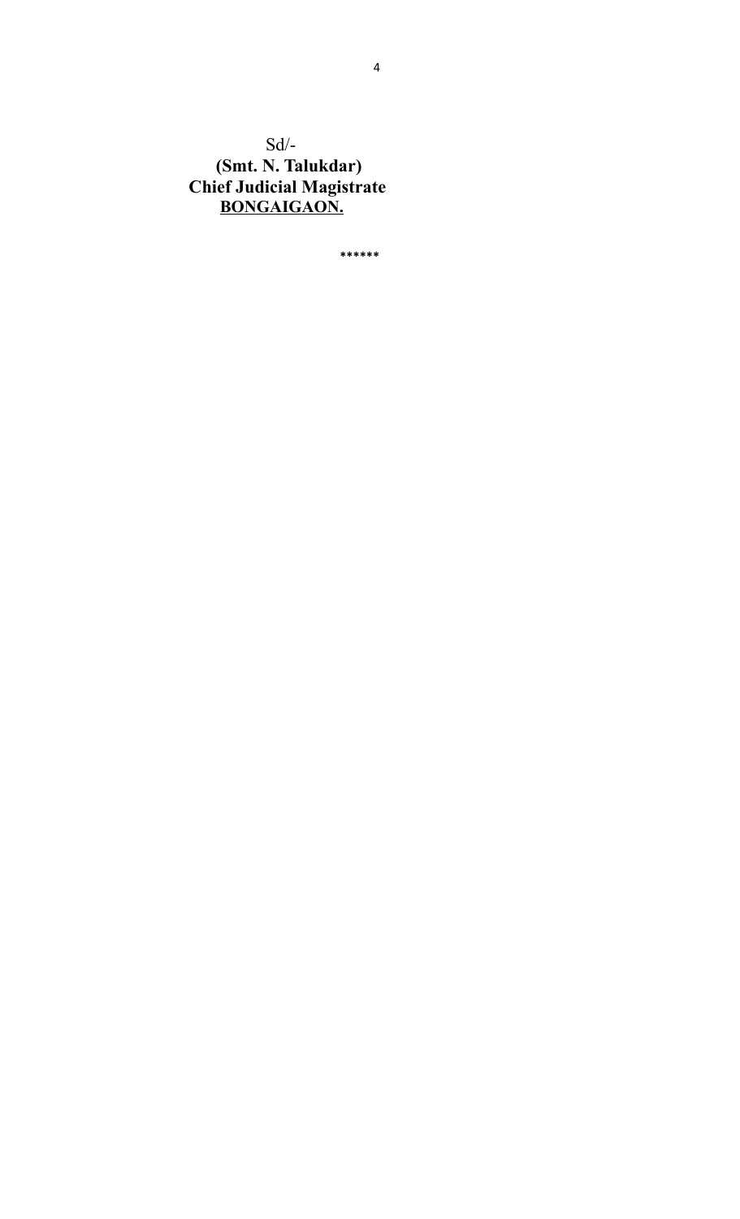Sd/-

**(Smt. N. Talukdar)**
**Chief Judicial Magistrate**
**BONGAIGAON.**

******